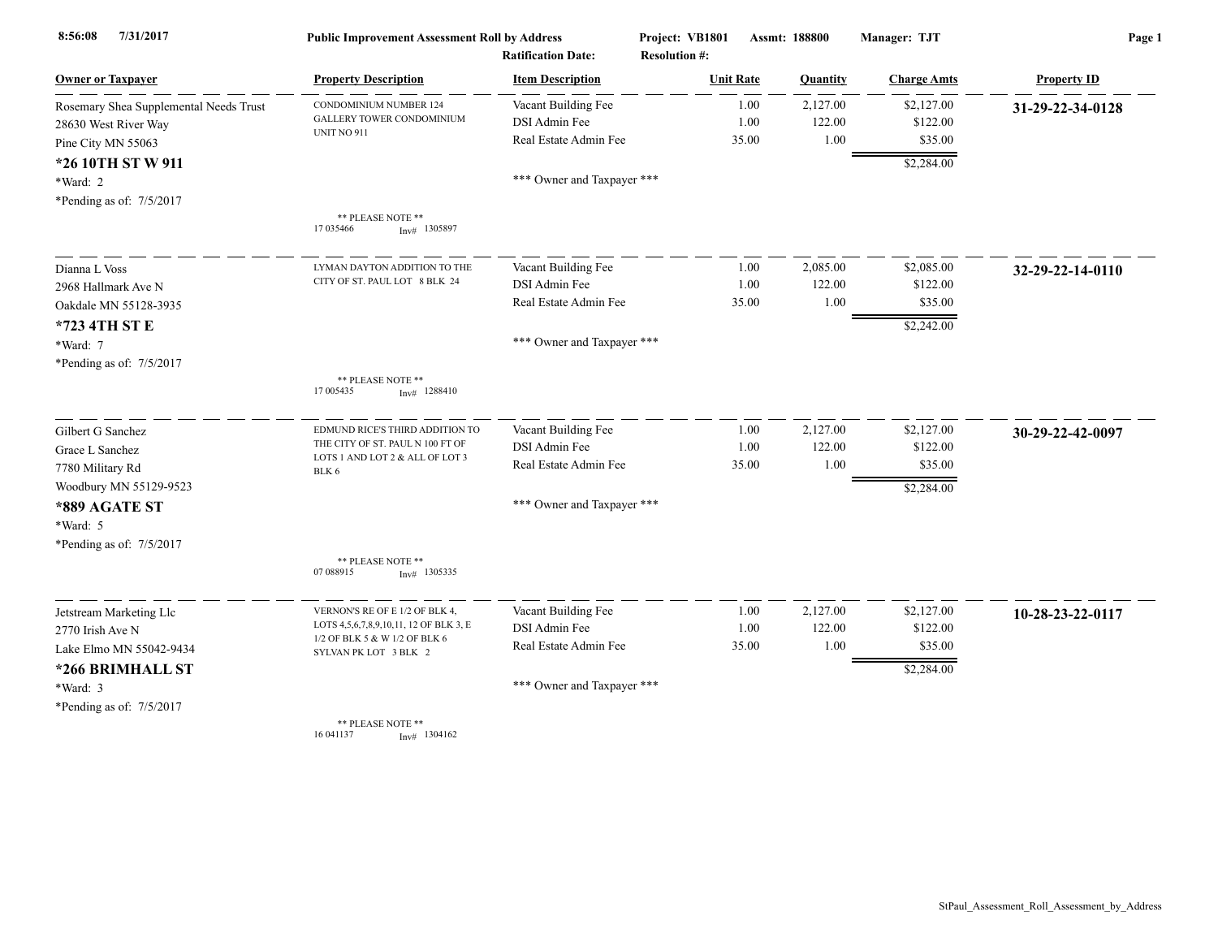**Public Improvement Assessment Roll by Address**

**Project:** VB1801 **Assmt:** 188800 **Manager:** TJT

**Ratification Date:** **Resolution #:**

8:56:08 7/31/2017

| Owner or Taxpayer | Property Description | Item Description | Unit Rate | Quantity | Charge Amts | Property ID |
|---|---|---|---|---|---|---|
| Rosemary Shea Supplemental Needs Trust<br>28630 West River Way<br>Pine City MN 55063<br>**\*26 10TH ST W 911**<br>\*Ward: 2<br>\*Pending as of: 7/5/2017 | CONDOMINIUM NUMBER 124 GALLERY TOWER CONDOMINIUM UNIT NO 911<br>\*\* PLEASE NOTE \*\*<br>17 035466 Inv# 1305897 | Vacant Building Fee<br>DSI Admin Fee<br>Real Estate Admin Fee<br>\*\*\* Owner and Taxpayer \*\*\* | 1.00<br>1.00<br>35.00 | 2,127.00<br>122.00<br>1.00 | $2,127.00<br>$122.00<br>$35.00<br>$2,284.00 | **31-29-22-34-0128** |
| Dianna L Voss<br>2968 Hallmark Ave N<br>Oakdale MN 55128-3935<br>**\*723 4TH ST E**<br>\*Ward: 7<br>\*Pending as of: 7/5/2017 | LYMAN DAYTON ADDITION TO THE CITY OF ST. PAUL LOT 8 BLK 24<br>\*\* PLEASE NOTE \*\*<br>17 005435 Inv# 1288410 | Vacant Building Fee<br>DSI Admin Fee<br>Real Estate Admin Fee<br>\*\*\* Owner and Taxpayer \*\*\* | 1.00<br>1.00<br>35.00 | 2,085.00<br>122.00<br>1.00 | $2,085.00<br>$122.00<br>$35.00<br>$2,242.00 | **32-29-22-14-0110** |
| Gilbert G Sanchez<br>Grace L Sanchez<br>7780 Military Rd<br>Woodbury MN 55129-9523<br>**\*889 AGATE ST**<br>\*Ward: 5<br>\*Pending as of: 7/5/2017 | EDMUND RICE'S THIRD ADDITION TO THE CITY OF ST. PAUL N 100 FT OF LOTS 1 AND LOT 2 & ALL OF LOT 3 BLK 6<br>\*\* PLEASE NOTE \*\*<br>07 088915 Inv# 1305335 | Vacant Building Fee<br>DSI Admin Fee<br>Real Estate Admin Fee<br>\*\*\* Owner and Taxpayer \*\*\* | 1.00<br>1.00<br>35.00 | 2,127.00<br>122.00<br>1.00 | $2,127.00<br>$122.00<br>$35.00<br>$2,284.00 | **30-29-22-42-0097** |
| Jetstream Marketing Llc<br>2770 Irish Ave N<br>Lake Elmo MN 55042-9434<br>**\*266 BRIMHALL ST**<br>\*Ward: 3<br>\*Pending as of: 7/5/2017 | VERNON'S RE OF E 1/2 OF BLK 4, LOTS 4,5,6,7,8,9,10,11, 12 OF BLK 3, E 1/2 OF BLK 5 & W 1/2 OF BLK 6 SYLVAN PK LOT 3 BLK 2<br>\*\* PLEASE NOTE \*\*<br>16 041137 Inv# 1304162 | Vacant Building Fee<br>DSI Admin Fee<br>Real Estate Admin Fee<br>\*\*\* Owner and Taxpayer \*\*\* | 1.00<br>1.00<br>35.00 | 2,127.00<br>122.00<br>1.00 | $2,127.00<br>$122.00<br>$35.00<br>$2,284.00 | **10-28-23-22-0117** |

StPaul_Assessment_Roll_Assessment_by_Address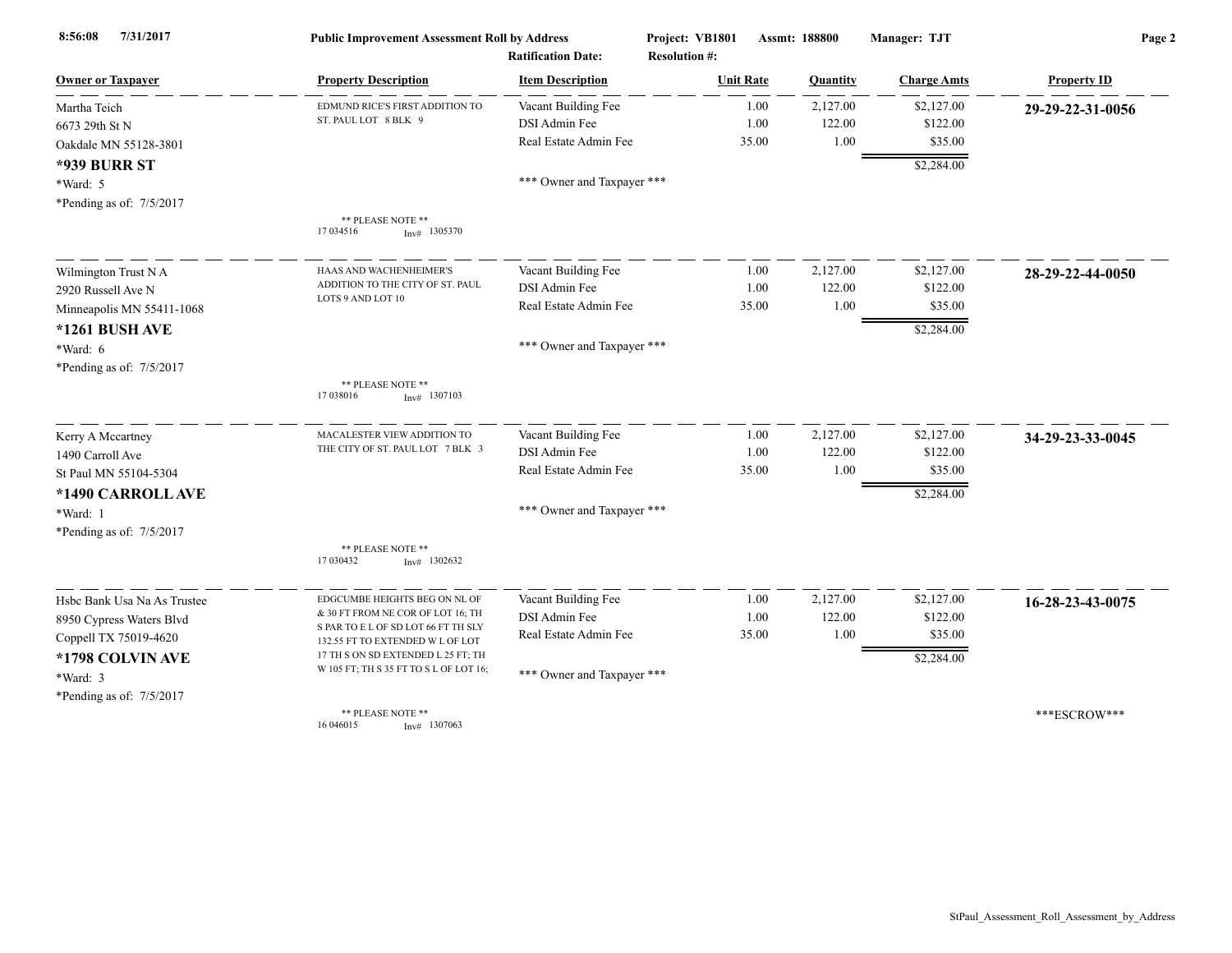**8:56:08 7/31/2017** **Public Improvement Assessment Roll by Address** **Project: VB1801** **Assmt: 188800** **Manager: TJT**

**Ratification Date:** **Resolution #:**

| Owner or Taxpayer | Property Description | Item Description | Unit Rate | Quantity | Charge Amts | Property ID |
|---|---|---|---|---|---|---|
| Martha Teich<br>6673 29th St N<br>Oakdale MN 55128-3801<br>**\*939 BURR ST**<br>\*Ward: 5<br>\*Pending as of: 7/5/2017 | EDMUND RICE'S FIRST ADDITION TO ST. PAUL LOT 8 BLK 9<br><br>** PLEASE NOTE **<br>17 034516 Inv# 1305370 | Vacant Building Fee<br>DSI Admin Fee<br>Real Estate Admin Fee<br><br>\*\*\* Owner and Taxpayer \*\*\* | 1.00<br>1.00<br>35.00 | 2,127.00<br>122.00<br>1.00 | $2,127.00<br>$122.00<br>$35.00<br>$2,284.00 | **29-29-22-31-0056** |
| Wilmington Trust N A<br>2920 Russell Ave N<br>Minneapolis MN 55411-1068<br>**\*1261 BUSH AVE**<br>\*Ward: 6<br>\*Pending as of: 7/5/2017 | HAAS AND WACHENHEIMER'S ADDITION TO THE CITY OF ST. PAUL LOTS 9 AND LOT 10<br><br>** PLEASE NOTE **<br>17 038016 Inv# 1307103 | Vacant Building Fee<br>DSI Admin Fee<br>Real Estate Admin Fee<br><br>\*\*\* Owner and Taxpayer \*\*\* | 1.00<br>1.00<br>35.00 | 2,127.00<br>122.00<br>1.00 | $2,127.00<br>$122.00<br>$35.00<br>$2,284.00 | **28-29-22-44-0050** |
| Kerry A Mccartney<br>1490 Carroll Ave<br>St Paul MN 55104-5304<br>**\*1490 CARROLL AVE**<br>\*Ward: 1<br>\*Pending as of: 7/5/2017 | MACALESTER VIEW ADDITION TO THE CITY OF ST. PAUL LOT 7 BLK 3<br><br>** PLEASE NOTE **<br>17 030432 Inv# 1302632 | Vacant Building Fee<br>DSI Admin Fee<br>Real Estate Admin Fee<br><br>\*\*\* Owner and Taxpayer \*\*\* | 1.00<br>1.00<br>35.00 | 2,127.00<br>122.00<br>1.00 | $2,127.00<br>$122.00<br>$35.00<br>$2,284.00 | **34-29-23-33-0045** |
| Hsbc Bank Usa Na As Trustee<br>8950 Cypress Waters Blvd<br>Coppell TX 75019-4620<br>**\*1798 COLVIN AVE**<br>\*Ward: 3<br>\*Pending as of: 7/5/2017 | EDGCUMBE HEIGHTS BEG ON NL OF & 30 FT FROM NE COR OF LOT 16; TH S PAR TO E L OF SD LOT 66 FT TH SLY 132.55 FT TO EXTENDED W L OF LOT 17 TH S ON SD EXTENDED L 25 FT; TH W 105 FT; TH S 35 FT TO S L OF LOT 16;<br><br>** PLEASE NOTE **<br>16 046015 Inv# 1307063 | Vacant Building Fee<br>DSI Admin Fee<br>Real Estate Admin Fee<br><br>\*\*\* Owner and Taxpayer \*\*\* | 1.00<br>1.00<br>35.00 | 2,127.00<br>122.00<br>1.00 | $2,127.00<br>$122.00<br>$35.00<br>$2,284.00 | **16-28-23-43-0075**<br><br>\*\*\*ESCROW\*\*\* |

StPaul_Assessment_Roll_Assessment_by_Address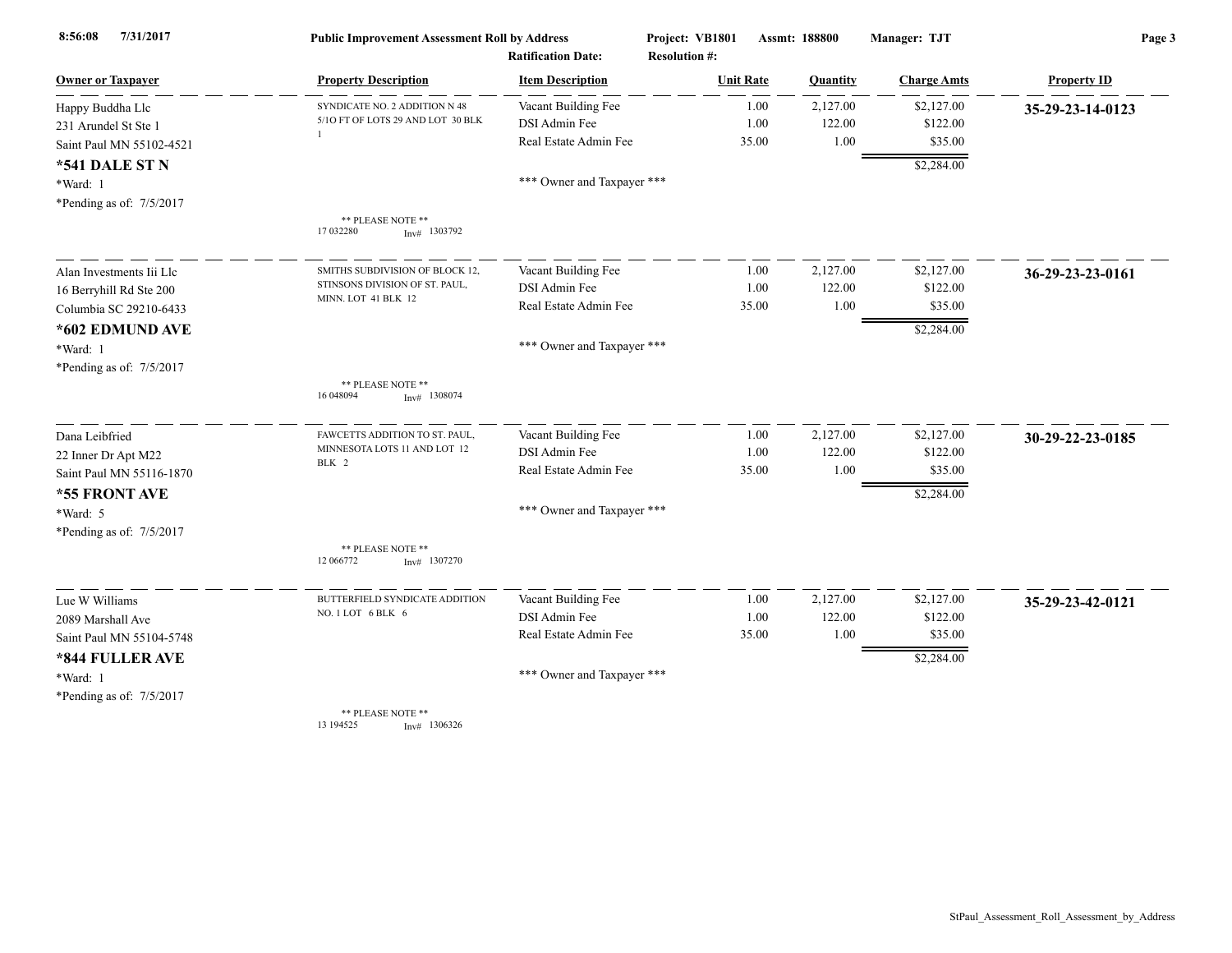**Public Improvement Assessment Roll by Address** | **Project: VB1801** | **Assmt: 188800** | **Manager: TJT**

**Ratification Date:** | **Resolution #:**

| Owner or Taxpayer | Property Description | Item Description | Unit Rate | Quantity | Charge Amts | Property ID |
|---|---|---|---|---|---|---|
| Happy Buddha Llc<br>231 Arundel St Ste 1<br>Saint Paul MN 55102-4521<br>**\*541 DALE ST N**<br>\*Ward: 1<br>\*Pending as of: 7/5/2017 | SYNDICATE NO. 2 ADDITION N 48 5/1O FT OF LOTS 29 AND LOT 30 BLK 1<br><br>\*\* PLEASE NOTE \*\*<br>17 032280 Inv# 1303792 | Vacant Building Fee<br>DSI Admin Fee<br>Real Estate Admin Fee<br><br>\*\*\* Owner and Taxpayer \*\*\* | 1.00<br>1.00<br>35.00 | 2,127.00<br>122.00<br>1.00 | $2,127.00<br>$122.00<br>$35.00<br>$2,284.00 | **35-29-23-14-0123** |
| Alan Investments Iii Llc<br>16 Berryhill Rd Ste 200<br>Columbia SC 29210-6433<br>**\*602 EDMUND AVE**<br>\*Ward: 1<br>\*Pending as of: 7/5/2017 | SMITHS SUBDIVISION OF BLOCK 12, STINSONS DIVISION OF ST. PAUL, MINN. LOT 41 BLK 12<br><br>\*\* PLEASE NOTE \*\*<br>16 048094 Inv# 1308074 | Vacant Building Fee<br>DSI Admin Fee<br>Real Estate Admin Fee<br><br>\*\*\* Owner and Taxpayer \*\*\* | 1.00<br>1.00<br>35.00 | 2,127.00<br>122.00<br>1.00 | $2,127.00<br>$122.00<br>$35.00<br>$2,284.00 | **36-29-23-23-0161** |
| Dana Leibfried<br>22 Inner Dr Apt M22<br>Saint Paul MN 55116-1870<br>**\*55 FRONT AVE**<br>\*Ward: 5<br>\*Pending as of: 7/5/2017 | FAWCETTS ADDITION TO ST. PAUL, MINNESOTA LOTS 11 AND LOT 12 BLK 2<br><br>\*\* PLEASE NOTE \*\*<br>12 066772 Inv# 1307270 | Vacant Building Fee<br>DSI Admin Fee<br>Real Estate Admin Fee<br><br>\*\*\* Owner and Taxpayer \*\*\* | 1.00<br>1.00<br>35.00 | 2,127.00<br>122.00<br>1.00 | $2,127.00<br>$122.00<br>$35.00<br>$2,284.00 | **30-29-22-23-0185** |
| Lue W Williams<br>2089 Marshall Ave<br>Saint Paul MN 55104-5748<br>**\*844 FULLER AVE**<br>\*Ward: 1<br>\*Pending as of: 7/5/2017 | BUTTERFIELD SYNDICATE ADDITION NO. 1 LOT 6 BLK 6<br><br>\*\* PLEASE NOTE \*\*<br>13 194525 Inv# 1306326 | Vacant Building Fee<br>DSI Admin Fee<br>Real Estate Admin Fee<br><br>\*\*\* Owner and Taxpayer \*\*\* | 1.00<br>1.00<br>35.00 | 2,127.00<br>122.00<br>1.00 | $2,127.00<br>$122.00<br>$35.00<br>$2,284.00 | **35-29-23-42-0121** |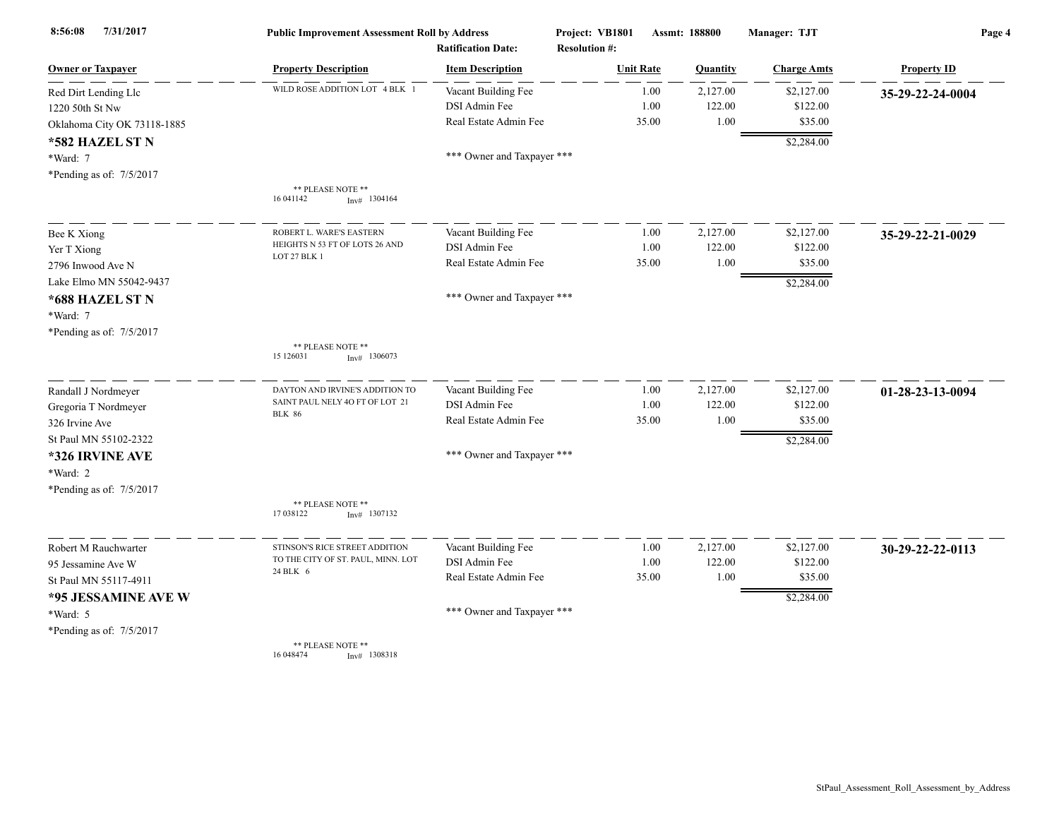**Public Improvement Assessment Roll by Address**

Project: VB1801 | Assmt: 188800 | Manager: TJT

Ratification Date: | Resolution #:

| Owner or Taxpayer | Property Description | Item Description | Unit Rate | Quantity | Charge Amts | Property ID |
|---|---|---|---|---|---|---|
| Red Dirt Lending Llc<br>1220 50th St Nw<br>Oklahoma City OK 73118-1885<br>**\*582 HAZEL ST N**<br>\*Ward: 7<br>\*Pending as of: 7/5/2017 | WILD ROSE ADDITION LOT 4 BLK 1<br><br>\*\* PLEASE NOTE \*\*<br>16 041142 Inv# 1304164 | Vacant Building Fee<br>DSI Admin Fee<br>Real Estate Admin Fee<br><br>\*\*\* Owner and Taxpayer \*\*\* | 1.00<br>1.00<br>35.00 | 2,127.00<br>122.00<br>1.00 | $2,127.00<br>$122.00<br>$35.00<br>$2,284.00 | **35-29-22-24-0004** |
| Bee K Xiong<br>Yer T Xiong<br>2796 Inwood Ave N<br>Lake Elmo MN 55042-9437<br>**\*688 HAZEL ST N**<br>\*Ward: 7<br>\*Pending as of: 7/5/2017 | ROBERT L. WARE'S EASTERN HEIGHTS N 53 FT OF LOTS 26 AND LOT 27 BLK 1<br><br>\*\* PLEASE NOTE \*\*<br>15 126031 Inv# 1306073 | Vacant Building Fee<br>DSI Admin Fee<br>Real Estate Admin Fee<br><br>\*\*\* Owner and Taxpayer \*\*\* | 1.00<br>1.00<br>35.00 | 2,127.00<br>122.00<br>1.00 | $2,127.00<br>$122.00<br>$35.00<br>$2,284.00 | **35-29-22-21-0029** |
| Randall J Nordmeyer<br>Gregoria T Nordmeyer<br>326 Irvine Ave<br>St Paul MN 55102-2322<br>**\*326 IRVINE AVE**<br>\*Ward: 2<br>\*Pending as of: 7/5/2017 | DAYTON AND IRVINE'S ADDITION TO SAINT PAUL NELY 4O FT OF LOT 21 BLK 86<br><br>\*\* PLEASE NOTE \*\*<br>17 038122 Inv# 1307132 | Vacant Building Fee<br>DSI Admin Fee<br>Real Estate Admin Fee<br><br>\*\*\* Owner and Taxpayer \*\*\* | 1.00<br>1.00<br>35.00 | 2,127.00<br>122.00<br>1.00 | $2,127.00<br>$122.00<br>$35.00<br>$2,284.00 | **01-28-23-13-0094** |
| Robert M Rauchwarter<br>95 Jessamine Ave W<br>St Paul MN 55117-4911<br>**\*95 JESSAMINE AVE W**<br>\*Ward: 5<br>\*Pending as of: 7/5/2017 | STINSON'S RICE STREET ADDITION TO THE CITY OF ST. PAUL, MINN. LOT 24 BLK 6<br><br>\*\* PLEASE NOTE \*\*<br>16 048474 Inv# 1308318 | Vacant Building Fee<br>DSI Admin Fee<br>Real Estate Admin Fee<br><br>\*\*\* Owner and Taxpayer \*\*\* | 1.00<br>1.00<br>35.00 | 2,127.00<br>122.00<br>1.00 | $2,127.00<br>$122.00<br>$35.00<br>$2,284.00 | **30-29-22-22-0113** |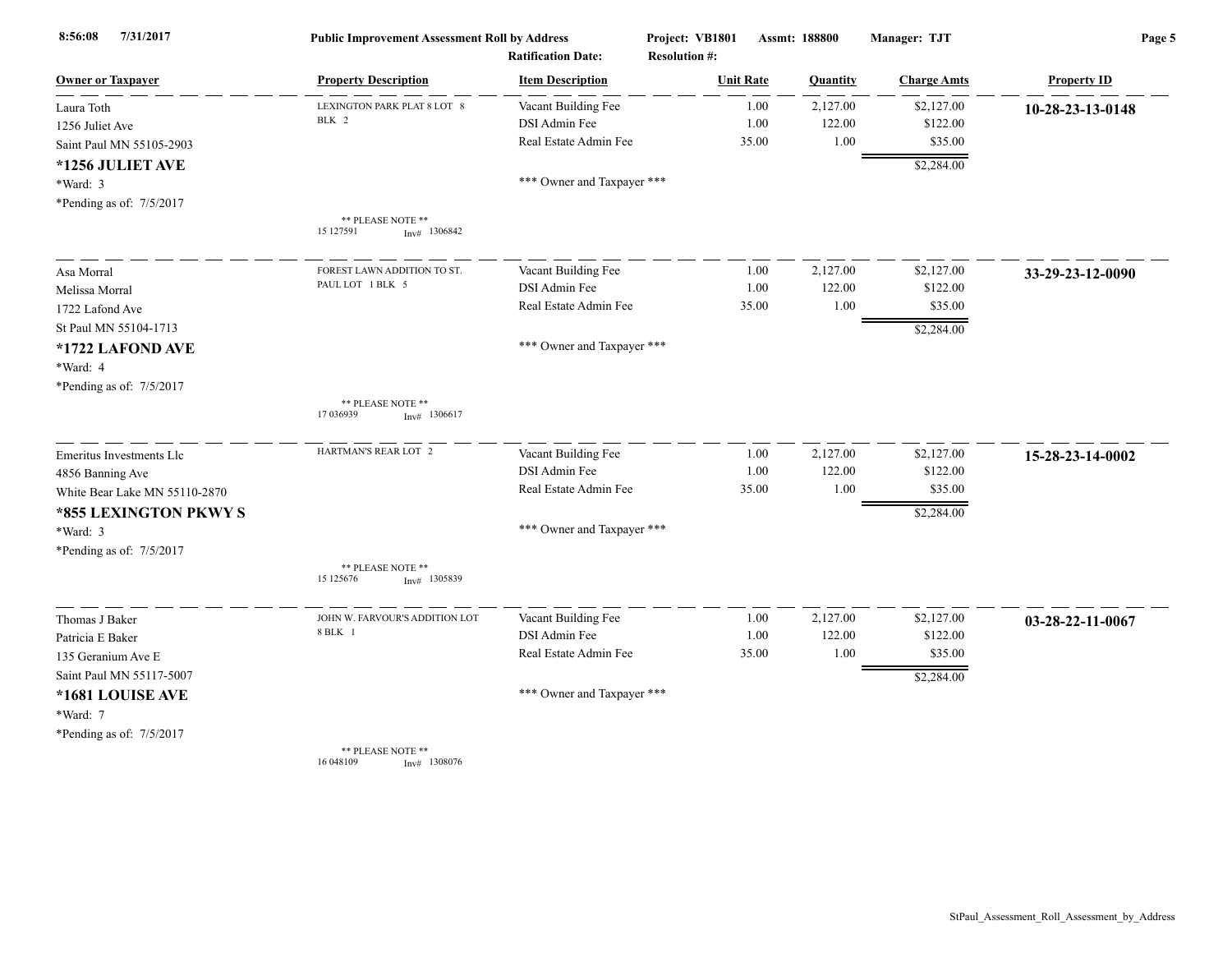**Public Improvement Assessment Roll by Address**

Project: VB1801 | Assmt: 188800 | Manager: TJT

Ratification Date: | Resolution #:

| Owner or Taxpayer | Property Description | Item Description | Unit Rate | Quantity | Charge Amts | Property ID |
|---|---|---|---|---|---|---|
| Laura Toth<br>1256 Juliet Ave<br>Saint Paul MN 55105-2903<br>**\*1256 JULIET AVE**<br>\*Ward: 3<br>\*Pending as of: 7/5/2017 | LEXINGTON PARK PLAT 8 LOT 8 BLK 2<br><br>** PLEASE NOTE **<br>15 127591 Inv# 1306842 | Vacant Building Fee<br>DSI Admin Fee<br>Real Estate Admin Fee<br><br>*** Owner and Taxpayer *** | 1.00<br>1.00<br>35.00 | 2,127.00<br>122.00<br>1.00 | $2,127.00<br>$122.00<br>$35.00<br>$2,284.00 | **10-28-23-13-0148** |
| Asa Morral<br>Melissa Morral<br>1722 Lafond Ave<br>St Paul MN 55104-1713<br>**\*1722 LAFOND AVE**<br>\*Ward: 4<br>\*Pending as of: 7/5/2017 | FOREST LAWN ADDITION TO ST. PAUL LOT 1 BLK 5<br><br>** PLEASE NOTE **<br>17 036939 Inv# 1306617 | Vacant Building Fee<br>DSI Admin Fee<br>Real Estate Admin Fee<br><br>*** Owner and Taxpayer *** | 1.00<br>1.00<br>35.00 | 2,127.00<br>122.00<br>1.00 | $2,127.00<br>$122.00<br>$35.00<br>$2,284.00 | **33-29-23-12-0090** |
| Emeritus Investments Llc<br>4856 Banning Ave<br>White Bear Lake MN 55110-2870<br>**\*855 LEXINGTON PKWY S**<br>\*Ward: 3<br>\*Pending as of: 7/5/2017 | HARTMAN'S REAR LOT 2<br><br>** PLEASE NOTE **<br>15 125676 Inv# 1305839 | Vacant Building Fee<br>DSI Admin Fee<br>Real Estate Admin Fee<br><br>*** Owner and Taxpayer *** | 1.00<br>1.00<br>35.00 | 2,127.00<br>122.00<br>1.00 | $2,127.00<br>$122.00<br>$35.00<br>$2,284.00 | **15-28-23-14-0002** |
| Thomas J Baker<br>Patricia E Baker<br>135 Geranium Ave E<br>Saint Paul MN 55117-5007<br>**\*1681 LOUISE AVE**<br>\*Ward: 7<br>\*Pending as of: 7/5/2017 | JOHN W. FARVOUR'S ADDITION LOT 8 BLK 1<br><br>** PLEASE NOTE **<br>16 048109 Inv# 1308076 | Vacant Building Fee<br>DSI Admin Fee<br>Real Estate Admin Fee<br><br>*** Owner and Taxpayer *** | 1.00<br>1.00<br>35.00 | 2,127.00<br>122.00<br>1.00 | $2,127.00<br>$122.00<br>$35.00<br>$2,284.00 | **03-28-22-11-0067** |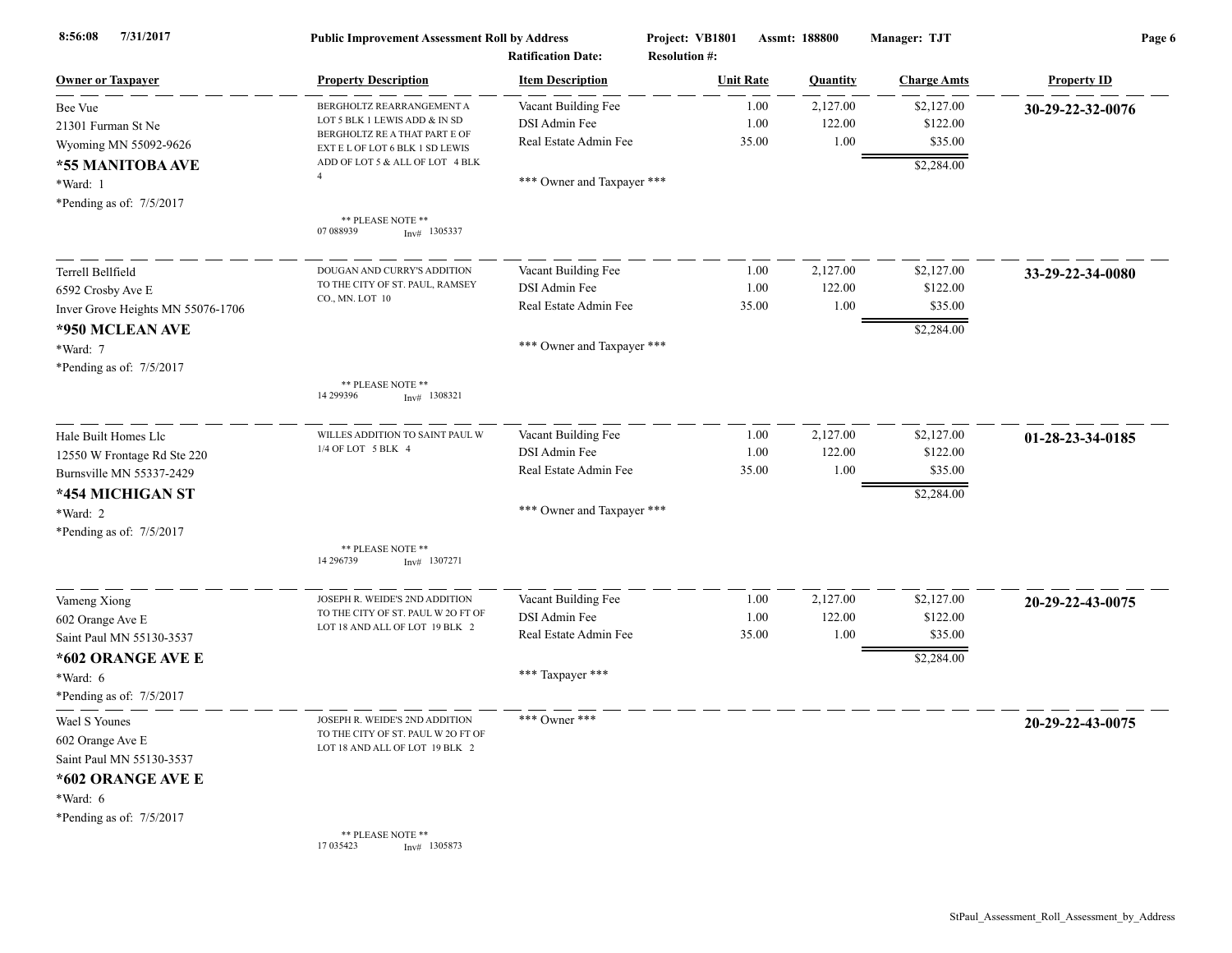Public Improvement Assessment Roll by Address — Project: VB1801 — Assmt: 188800 — Manager: TJT

Ratification Date: — Resolution #:

| Owner or Taxpayer | Property Description | Item Description | Unit Rate | Quantity | Charge Amts | Property ID |
|---|---|---|---|---|---|---|
| Bee Vue<br>21301 Furman St Ne<br>Wyoming MN 55092-9626<br>**\*55 MANITOBA AVE**<br>\*Ward: 1<br>\*Pending as of: 7/5/2017 | BERGHOLTZ REARRANGEMENT A LOT 5 BLK 1 LEWIS ADD & IN SD BERGHOLTZ RE A THAT PART E OF EXT E L OF LOT 6 BLK 1 SD LEWIS ADD OF LOT 5 & ALL OF LOT 4 BLK 4<br>\*\* PLEASE NOTE \*\*<br>07 088939 Inv# 1305337 | Vacant Building Fee<br>DSI Admin Fee<br>Real Estate Admin Fee<br>\*\*\* Owner and Taxpayer \*\*\* | 1.00<br>1.00<br>35.00 | 2,127.00<br>122.00<br>1.00 | $2,127.00<br>$122.00<br>$35.00<br>$2,284.00 | **30-29-22-32-0076** |
| Terrell Bellfield<br>6592 Crosby Ave E<br>Inver Grove Heights MN 55076-1706<br>**\*950 MCLEAN AVE**<br>\*Ward: 7<br>\*Pending as of: 7/5/2017 | DOUGAN AND CURRY'S ADDITION TO THE CITY OF ST. PAUL, RAMSEY CO., MN. LOT 10<br>\*\* PLEASE NOTE \*\*<br>14 299396 Inv# 1308321 | Vacant Building Fee<br>DSI Admin Fee<br>Real Estate Admin Fee<br>\*\*\* Owner and Taxpayer \*\*\* | 1.00<br>1.00<br>35.00 | 2,127.00<br>122.00<br>1.00 | $2,127.00<br>$122.00<br>$35.00<br>$2,284.00 | **33-29-22-34-0080** |
| Hale Built Homes Llc<br>12550 W Frontage Rd Ste 220<br>Burnsville MN 55337-2429<br>**\*454 MICHIGAN ST**<br>\*Ward: 2<br>\*Pending as of: 7/5/2017 | WILLES ADDITION TO SAINT PAUL W 1/4 OF LOT 5 BLK 4<br>\*\* PLEASE NOTE \*\*<br>14 296739 Inv# 1307271 | Vacant Building Fee<br>DSI Admin Fee<br>Real Estate Admin Fee<br>\*\*\* Owner and Taxpayer \*\*\* | 1.00<br>1.00<br>35.00 | 2,127.00<br>122.00<br>1.00 | $2,127.00<br>$122.00<br>$35.00<br>$2,284.00 | **01-28-23-34-0185** |
| Vameng Xiong<br>602 Orange Ave E<br>Saint Paul MN 55130-3537<br>**\*602 ORANGE AVE E**<br>\*Ward: 6<br>\*Pending as of: 7/5/2017 | JOSEPH R. WEIDE'S 2ND ADDITION TO THE CITY OF ST. PAUL W 2O FT OF LOT 18 AND ALL OF LOT 19 BLK 2 | Vacant Building Fee<br>DSI Admin Fee<br>Real Estate Admin Fee<br>\*\*\* Taxpayer \*\*\* | 1.00<br>1.00<br>35.00 | 2,127.00<br>122.00<br>1.00 | $2,127.00<br>$122.00<br>$35.00<br>$2,284.00 | **20-29-22-43-0075** |
| Wael S Younes<br>602 Orange Ave E<br>Saint Paul MN 55130-3537<br>**\*602 ORANGE AVE E**<br>\*Ward: 6<br>\*Pending as of: 7/5/2017 | JOSEPH R. WEIDE'S 2ND ADDITION TO THE CITY OF ST. PAUL W 2O FT OF LOT 18 AND ALL OF LOT 19 BLK 2<br>\*\* PLEASE NOTE \*\*<br>17 035423 Inv# 1305873 | \*\*\* Owner \*\*\* | | | | **20-29-22-43-0075** |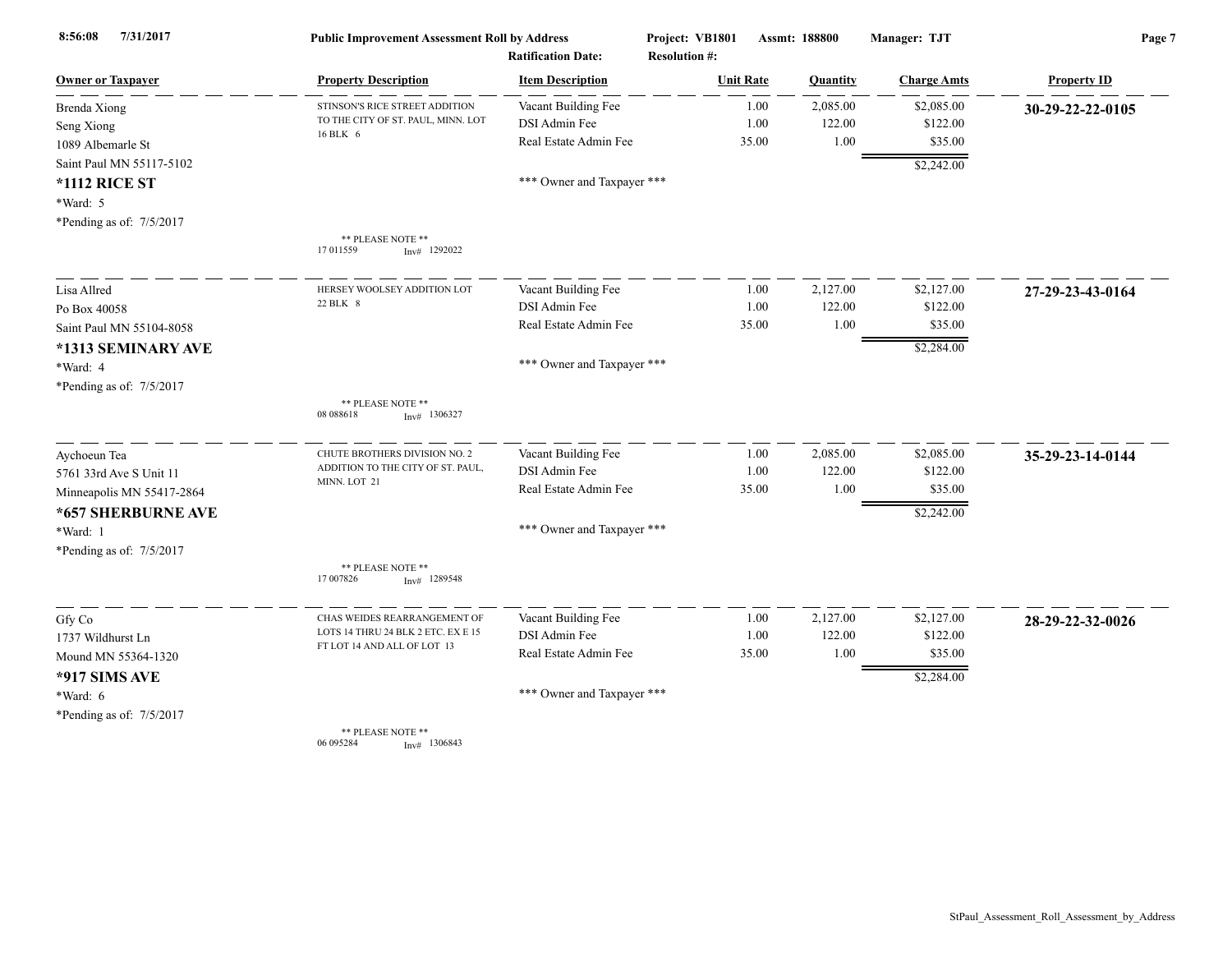8:56:08 7/31/2017 **Public Improvement Assessment Roll by Address** **Project: VB1801** **Assmt: 188800** **Manager: TJT**

**Ratification Date:** **Resolution #:**

| Owner or Taxpayer | Property Description | Item Description | Unit Rate | Quantity | Charge Amts | Property ID |
|---|---|---|---|---|---|---|
| Brenda Xiong<br>Seng Xiong<br>1089 Albemarle St<br>Saint Paul MN 55117-5102<br>**\*1112 RICE ST**<br>\*Ward: 5<br>\*Pending as of: 7/5/2017 | STINSON'S RICE STREET ADDITION TO THE CITY OF ST. PAUL, MINN. LOT 16 BLK 6<br><br>** PLEASE NOTE **<br>17 011559 Inv# 1292022 | Vacant Building Fee<br>DSI Admin Fee<br>Real Estate Admin Fee<br><br>*** Owner and Taxpayer *** | 1.00<br>1.00<br>35.00 | 2,085.00<br>122.00<br>1.00 | $2,085.00<br>$122.00<br>$35.00<br>$2,242.00 | **30-29-22-22-0105** |
| Lisa Allred<br>Po Box 40058<br>Saint Paul MN 55104-8058<br>**\*1313 SEMINARY AVE**<br>\*Ward: 4<br>\*Pending as of: 7/5/2017 | HERSEY WOOLSEY ADDITION LOT 22 BLK 8<br><br>** PLEASE NOTE **<br>08 088618 Inv# 1306327 | Vacant Building Fee<br>DSI Admin Fee<br>Real Estate Admin Fee<br><br>*** Owner and Taxpayer *** | 1.00<br>1.00<br>35.00 | 2,127.00<br>122.00<br>1.00 | $2,127.00<br>$122.00<br>$35.00<br>$2,284.00 | **27-29-23-43-0164** |
| Aychoeun Tea<br>5761 33rd Ave S Unit 11<br>Minneapolis MN 55417-2864<br>**\*657 SHERBURNE AVE**<br>\*Ward: 1<br>\*Pending as of: 7/5/2017 | CHUTE BROTHERS DIVISION NO. 2 ADDITION TO THE CITY OF ST. PAUL, MINN. LOT 21<br><br>** PLEASE NOTE **<br>17 007826 Inv# 1289548 | Vacant Building Fee<br>DSI Admin Fee<br>Real Estate Admin Fee<br><br>*** Owner and Taxpayer *** | 1.00<br>1.00<br>35.00 | 2,085.00<br>122.00<br>1.00 | $2,085.00<br>$122.00<br>$35.00<br>$2,242.00 | **35-29-23-14-0144** |
| Gfy Co<br>1737 Wildhurst Ln<br>Mound MN 55364-1320<br>**\*917 SIMS AVE**<br>\*Ward: 6<br>\*Pending as of: 7/5/2017 | CHAS WEIDES REARRANGEMENT OF LOTS 14 THRU 24 BLK 2 ETC. EX E 15 FT LOT 14 AND ALL OF LOT 13<br><br>** PLEASE NOTE **<br>06 095284 Inv# 1306843 | Vacant Building Fee<br>DSI Admin Fee<br>Real Estate Admin Fee<br><br>*** Owner and Taxpayer *** | 1.00<br>1.00<br>35.00 | 2,127.00<br>122.00<br>1.00 | $2,127.00<br>$122.00<br>$35.00<br>$2,284.00 | **28-29-22-32-0026** |

StPaul_Assessment_Roll_Assessment_by_Address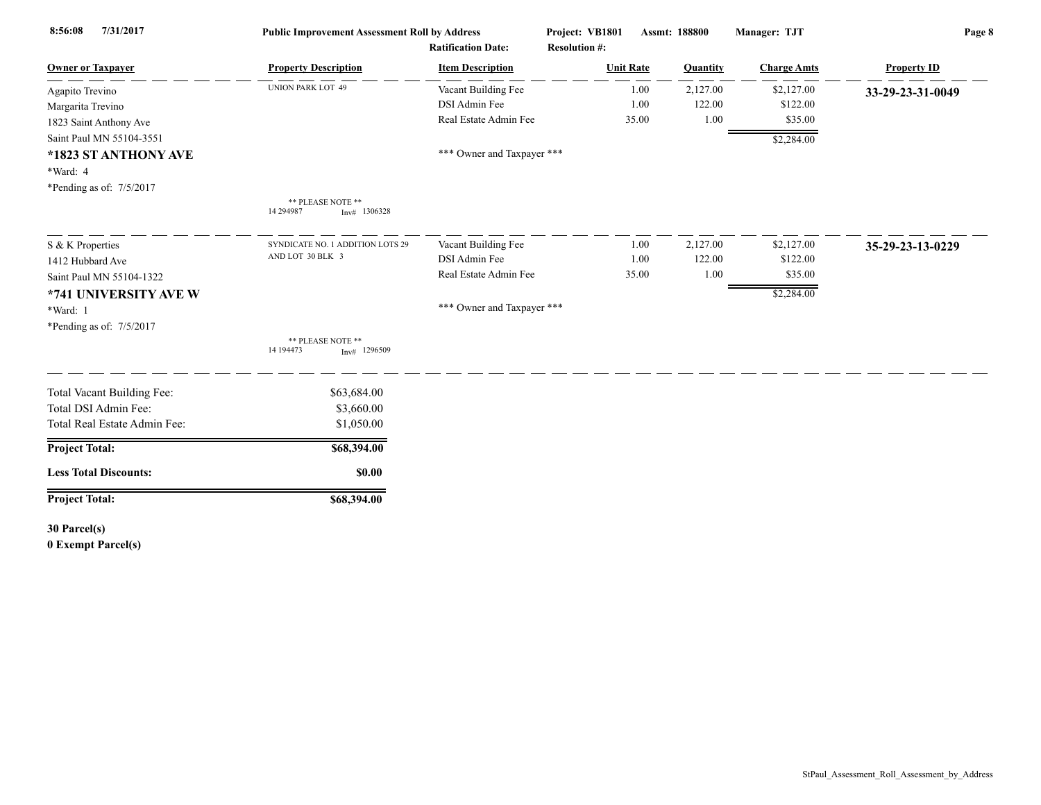| Owner or Taxpayer | Property Description | Item Description | Unit Rate | Quantity | Charge Amts | Property ID |
|---|---|---|---|---|---|---|
| Agapito Trevino | UNION PARK LOT 49 | Vacant Building Fee | 1.00 | 2,127.00 | $2,127.00 | **33-29-23-31-0049** |
| Margarita Trevino | | DSI Admin Fee | 1.00 | 122.00 | $122.00 | |
| 1823 Saint Anthony Ave | | Real Estate Admin Fee | 35.00 | 1.00 | $35.00 | |
| Saint Paul MN 55104-3551 | | | | | $2,284.00 | |
| **\*1823 ST ANTHONY AVE** | | \*\*\* Owner and Taxpayer \*\*\* | | | | |
| \*Ward: 4 | | | | | | |
| \*Pending as of: 7/5/2017 | | | | | | |
| | \*\* PLEASE NOTE \*\* 14 294987 Inv# 1306328 | | | | | |
| S & K Properties | SYNDICATE NO. 1 ADDITION LOTS 29 AND LOT 30 BLK 3 | Vacant Building Fee | 1.00 | 2,127.00 | $2,127.00 | **35-29-23-13-0229** |
| 1412 Hubbard Ave | | DSI Admin Fee | 1.00 | 122.00 | $122.00 | |
| Saint Paul MN 55104-1322 | | Real Estate Admin Fee | 35.00 | 1.00 | $35.00 | |
| **\*741 UNIVERSITY AVE W** | | | | | $2,284.00 | |
| \*Ward: 1 | | \*\*\* Owner and Taxpayer \*\*\* | | | | |
| \*Pending as of: 7/5/2017 | | | | | | |
| | \*\* PLEASE NOTE \*\* 14 194473 Inv# 1296509 | | | | | |

| | |
|---|---|
| Total Vacant Building Fee: | $63,684.00 |
| Total DSI Admin Fee: | $3,660.00 |
| Total Real Estate Admin Fee: | $1,050.00 |
| **Project Total:** | **$68,394.00** |
| **Less Total Discounts:** | **$0.00** |
| **Project Total:** | **$68,394.00** |

**30 Parcel(s)**

**0 Exempt Parcel(s)**